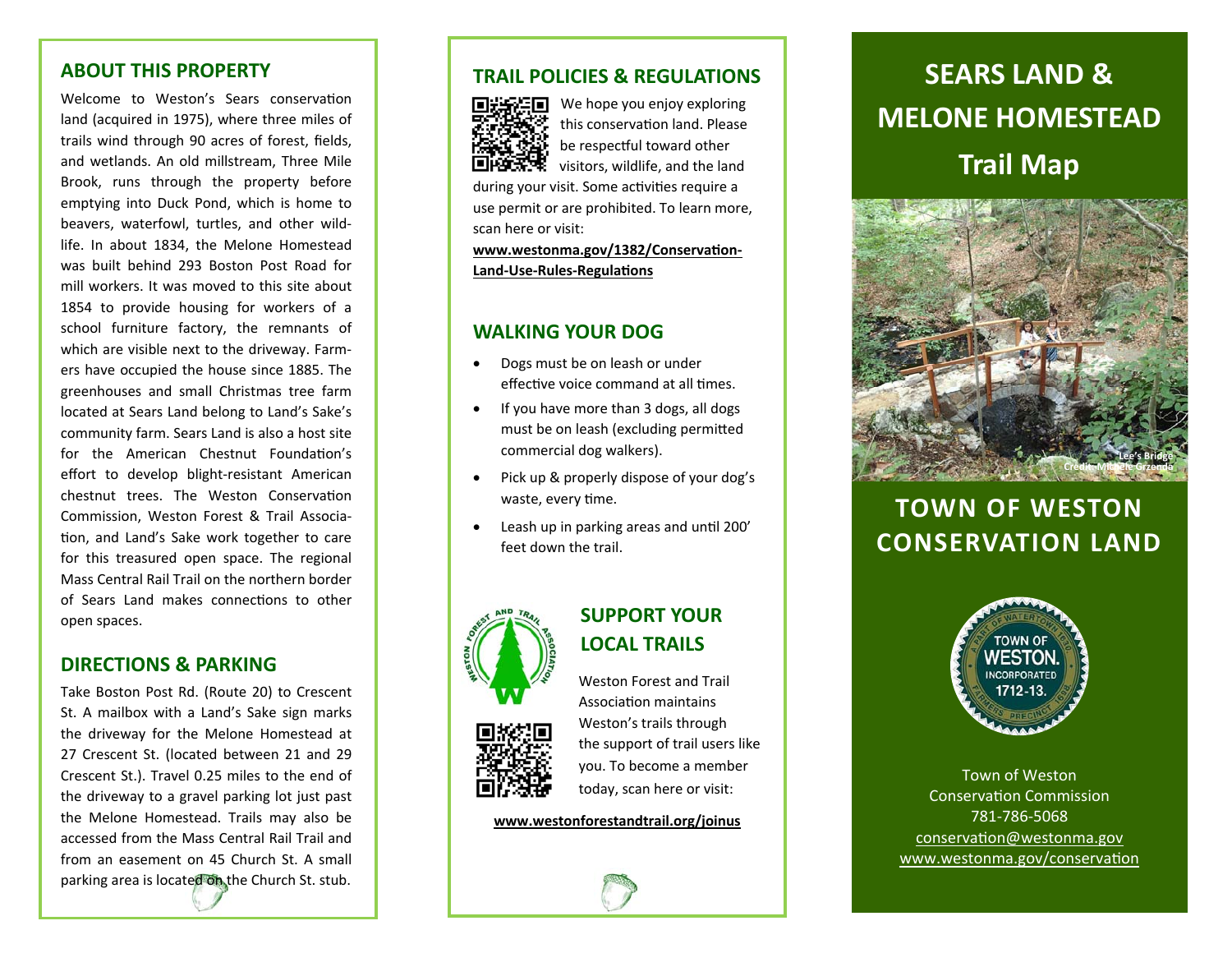## ABOUT THIS PROPERTY

Welcome to Weston's Sears conservation land (acquired in 1975), where three miles of trails wind through 90 acres of forest, fields, and wetlands. An old millstream, Three Mile Brook, runs through the property before emptying into Duck Pond, which is home to beavers, waterfowl, turtles, and other wildlife. In about 1834, the Melone Homestead was built behind 293 Boston Post Road for mill workers. It was moved to this site about 1854 to provide housing for workers of a school furniture factory, the remnants of which are visible next to the driveway. Farmers have occupied the house since 1885. The greenhouses and small Christmas tree farm located at Sears Land belong to Land's Sake's community farm. Sears Land is also a host site for the American Chestnut Foundation's effort to develop blight-resistant American chestnut trees. The Weston Conservation Commission, Weston Forest & Trail Association, and Land's Sake work together to care for this treasured open space. The regional Mass Central Rail Trail on the northern border of Sears Land makes connections to other open spaces.

## DIRECTIONS & PARKING

Take Boston Post Rd. (Route 20) to Crescent St. A mailbox with a Land's Sake sign marks the driveway for the Melone Homestead at 27 Crescent St. (located between 21 and 29 Crescent St.). Travel 0.25 miles to the end of the driveway to a gravel parking lot just past the Melone Homestead. Trails may also be accessed from the Mass Central Rail Trail and from an easement on 45 Church St. A small parking area is located on the Church St. stub.

## TRAIL POLICIES & REGULATIONS

We hope you enjoy exploring this conservation land. Please be respectful toward other visitors, wildlife, and the land during your visit. Some activities require a use permit or are prohibited. To learn more, scan here or visit:

**www.westonma.gov/1382/Conservation-Land-Use-Rules-Regulations**

## WALKING YOUR DOG

- Dogs must be on leash or under effective voice command at all times.
- If you have more than 3 dogs, all dogs must be on leash (excluding permitted commercial dog walkers).
- Pick up & properly dispose of your dog's waste, every time.
- Leash up in parking areas and until 200' feet down the trail.

## SUPPORT YOUR LOCAL TRAILS

Weston Forest and Trail Association maintains Weston's trails through the support of trail users like you. To become a member today, scan here or visit:

**www.westonforestandtrail.org/joinus**

# SEARS LAND & MELONE HOMESTEAD Trail Map

Lee's Bridge
Credit: Michele Grzenda

## TOWN OF WESTON CONSERVATION LAND

Town of Weston
Conservation Commission
781-786-5068
conservation@westonma.gov
www.westonma.gov/conservation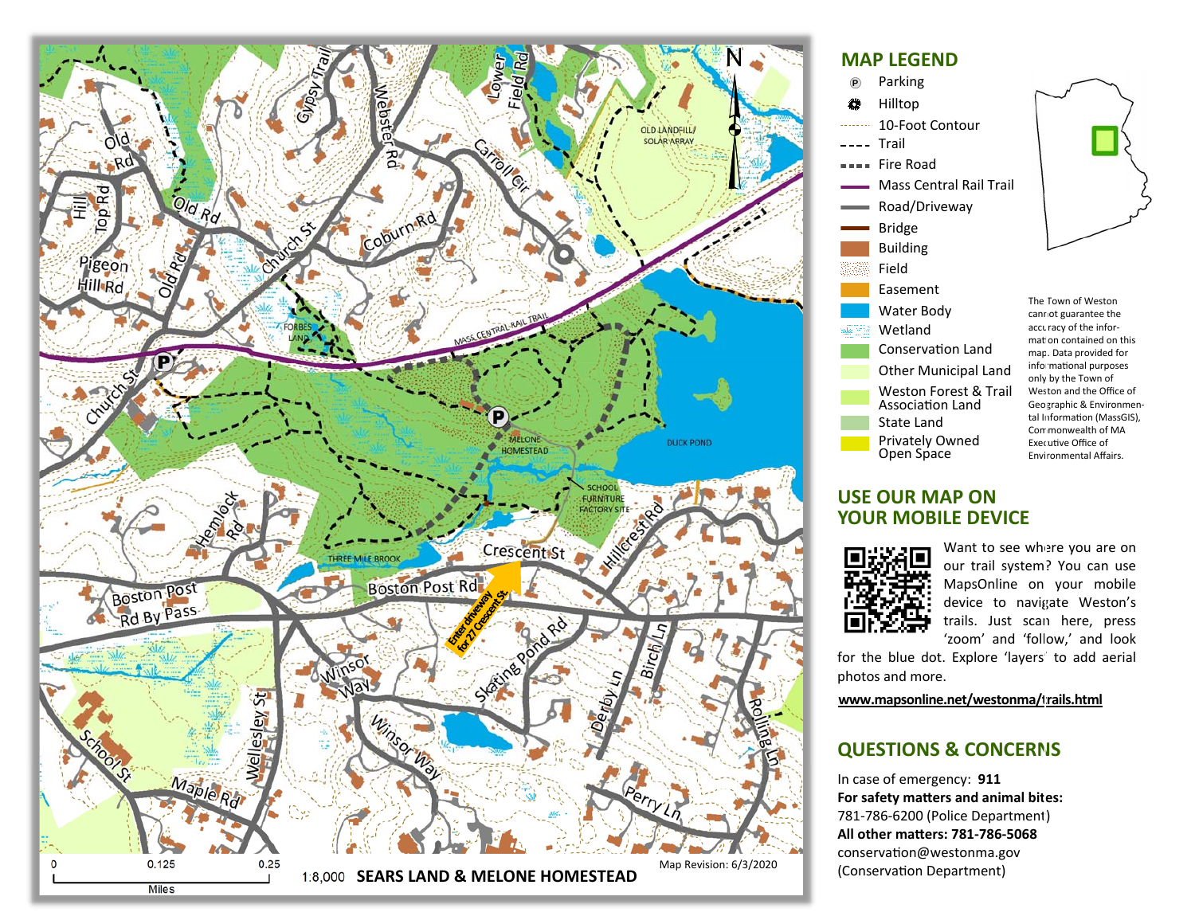# SEARS LAND & MELONE HOMESTEAD

1:8,000

0 0.125 0.25
Miles

Map Revision: 6/3/2020

Enter driveway for 27 Crescent St.

## MAP LEGEND

- Parking
- Hilltop
- 10-Foot Contour
- Trail
- Fire Road
- Mass Central Rail Trail
- Road/Driveway
- Bridge
- Building
- Field
- Easement
- Water Body
- Wetland
- Conservation Land
- Other Municipal Land
- Weston Forest & Trail Association Land
- State Land
- Privately Owned Open Space

The Town of Weston cannot guarantee the accuracy of the information contained on this map. Data provided for informational purposes only by the Town of Weston and the Office of Geographic & Environmental Information (MassGIS), Commonwealth of MA Executive Office of Environmental Affairs.

## USE OUR MAP ON YOUR MOBILE DEVICE

Want to see where you are on our trail system? You can use MapsOnline on your mobile device to navigate Weston's trails. Just scan here, press 'zoom' and 'follow,' and look for the blue dot. Explore 'layers' to add aerial photos and more.

**www.mapsonline.net/westonma/trails.html**

## QUESTIONS & CONCERNS

In case of emergency: **911**

**For safety matters and animal bites:**
781-786-6200 (Police Department)

**All other matters: 781-786-5068**
conservation@westonma.gov
(Conservation Department)